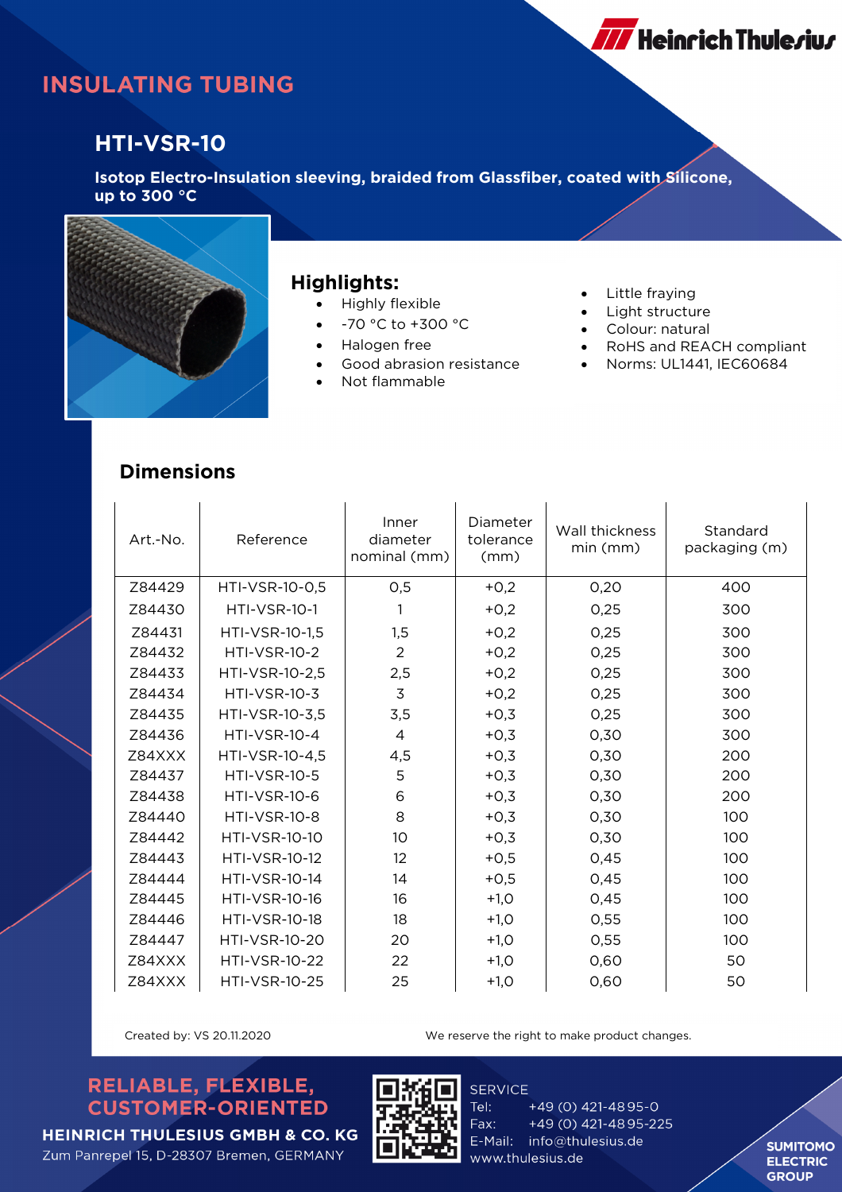# INSULATING TUBING

## HTI-VSR-10

**Isotop Electro-Insulation sleeving, braided from Glassfiber, coated with Silicone, up to 300 °C**

### Highlights:

- Highly flexible
- -70 °C to +300 °C
- Halogen free
- Good abrasion resistance
- Not flammable
- Little fraying
- Light structure
- Colour: natural
- RoHS and REACH compliant
- Norms: UL1441, IEC60684

### Dimensions

| Art.-No. | Reference | Inner diameter nominal (mm) | Diameter tolerance (mm) | Wall thickness min (mm) | Standard packaging (m) |
|---|---|---|---|---|---|
| Z84429 | HTI-VSR-10-0,5 | 0,5 | +0,2 | 0,20 | 400 |
| Z84430 | HTI-VSR-10-1 | 1 | +0,2 | 0,25 | 300 |
| Z84431 | HTI-VSR-10-1,5 | 1,5 | +0,2 | 0,25 | 300 |
| Z84432 | HTI-VSR-10-2 | 2 | +0,2 | 0,25 | 300 |
| Z84433 | HTI-VSR-10-2,5 | 2,5 | +0,2 | 0,25 | 300 |
| Z84434 | HTI-VSR-10-3 | 3 | +0,2 | 0,25 | 300 |
| Z84435 | HTI-VSR-10-3,5 | 3,5 | +0,3 | 0,25 | 300 |
| Z84436 | HTI-VSR-10-4 | 4 | +0,3 | 0,30 | 300 |
| Z84XXX | HTI-VSR-10-4,5 | 4,5 | +0,3 | 0,30 | 200 |
| Z84437 | HTI-VSR-10-5 | 5 | +0,3 | 0,30 | 200 |
| Z84438 | HTI-VSR-10-6 | 6 | +0,3 | 0,30 | 200 |
| Z84440 | HTI-VSR-10-8 | 8 | +0,3 | 0,30 | 100 |
| Z84442 | HTI-VSR-10-10 | 10 | +0,3 | 0,30 | 100 |
| Z84443 | HTI-VSR-10-12 | 12 | +0,5 | 0,45 | 100 |
| Z84444 | HTI-VSR-10-14 | 14 | +0,5 | 0,45 | 100 |
| Z84445 | HTI-VSR-10-16 | 16 | +1,0 | 0,45 | 100 |
| Z84446 | HTI-VSR-10-18 | 18 | +1,0 | 0,55 | 100 |
| Z84447 | HTI-VSR-10-20 | 20 | +1,0 | 0,55 | 100 |
| Z84XXX | HTI-VSR-10-22 | 22 | +1,0 | 0,60 | 50 |
| Z84XXX | HTI-VSR-10-25 | 25 | +1,0 | 0,60 | 50 |

Created by: VS 20.11.2020

We reserve the right to make product changes.

**RELIABLE, FLEXIBLE, CUSTOMER-ORIENTED**

**HEINRICH THULESIUS GMBH & CO. KG**
Zum Panrepel 15, D-28307 Bremen, GERMANY

SERVICE
Tel: +49 (0) 421-4895-0
Fax: +49 (0) 421-4895-225
E-Mail: info@thulesius.de
www.thulesius.de

**SUMITOMO ELECTRIC GROUP**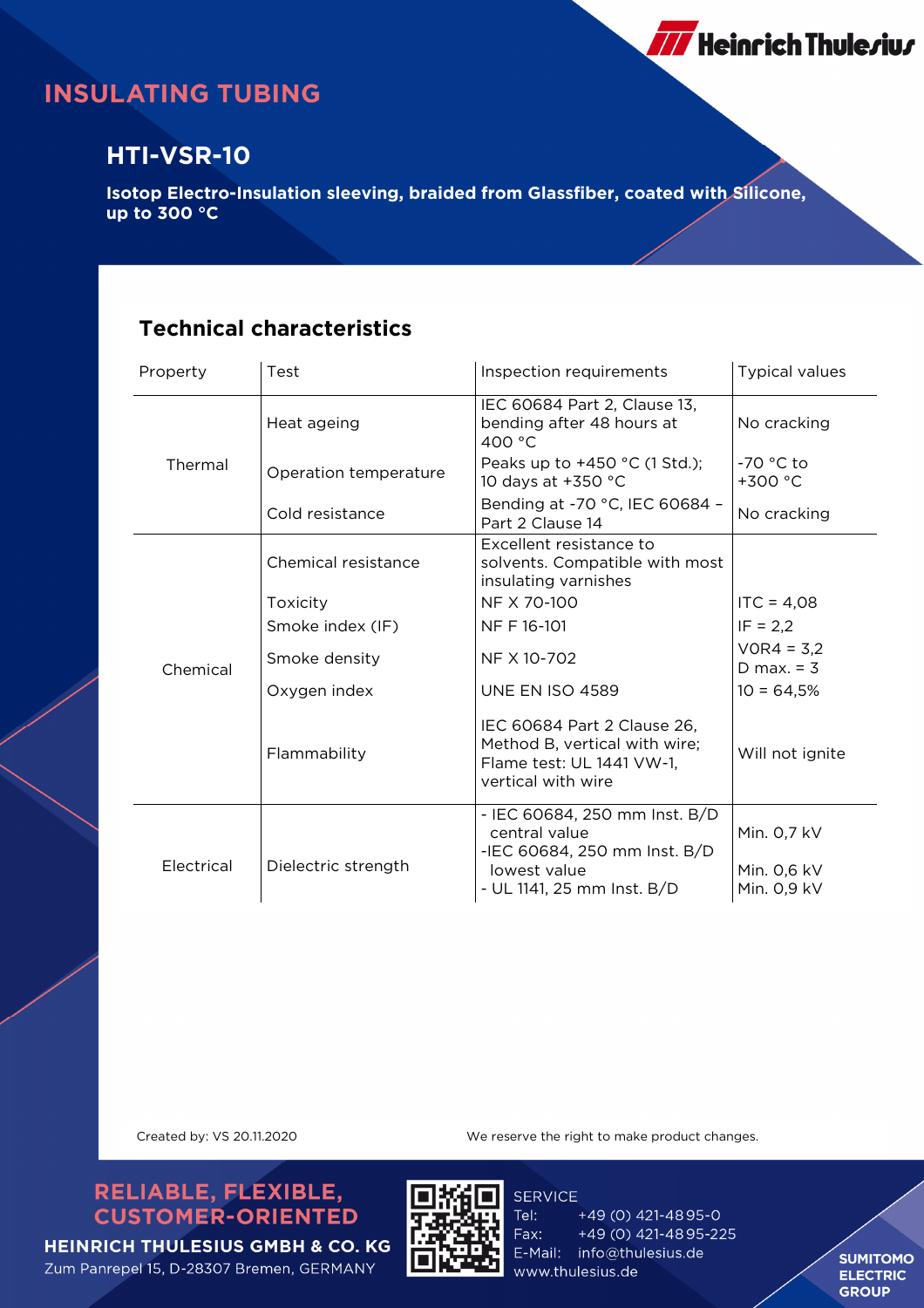# INSULATING TUBING

## HTI-VSR-10

**Isotop Electro-Insulation sleeving, braided from Glassfiber, coated with Silicone, up to 300 °C**

### Technical characteristics

| Property | Test | Inspection requirements | Typical values |
|---|---|---|---|
| Thermal | Heat ageing | IEC 60684 Part 2, Clause 13, bending after 48 hours at 400 °C | No cracking |
| | Operation temperature | Peaks up to +450 °C (1 Std.); 10 days at +350 °C | -70 °C to +300 °C |
| | Cold resistance | Bending at -70 °C, IEC 60684 – Part 2 Clause 14 | No cracking |
| Chemical | Chemical resistance | Excellent resistance to solvents. Compatible with most insulating varnishes | |
| | Toxicity | NF X 70-100 | ITC = 4,08 |
| | Smoke index (IF) | NF F 16-101 | IF = 2,2 |
| | Smoke density | NF X 10-702 | VOR4 = 3,2<br>D max. = 3 |
| | Oxygen index | UNE EN ISO 4589 | 10 = 64,5% |
| | Flammability | IEC 60684 Part 2 Clause 26, Method B, vertical with wire; Flame test: UL 1441 VW-1, vertical with wire | Will not ignite |
| Electrical | Dielectric strength | - IEC 60684, 250 mm Inst. B/D central value<br>-IEC 60684, 250 mm Inst. B/D lowest value<br>- UL 1141, 25 mm Inst. B/D | Min. 0,7 kV<br><br>Min. 0,6 kV<br>Min. 0,9 kV |

Created by: VS 20.11.2020

We reserve the right to make product changes.

**RELIABLE, FLEXIBLE, CUSTOMER-ORIENTED**

**HEINRICH THULESIUS GMBH & CO. KG**
Zum Panrepel 15, D-28307 Bremen, GERMANY

SERVICE
Tel: +49 (0) 421-4895-0
Fax: +49 (0) 421-4895-225
E-Mail: info@thulesius.de
www.thulesius.de

SUMITOMO ELECTRIC GROUP